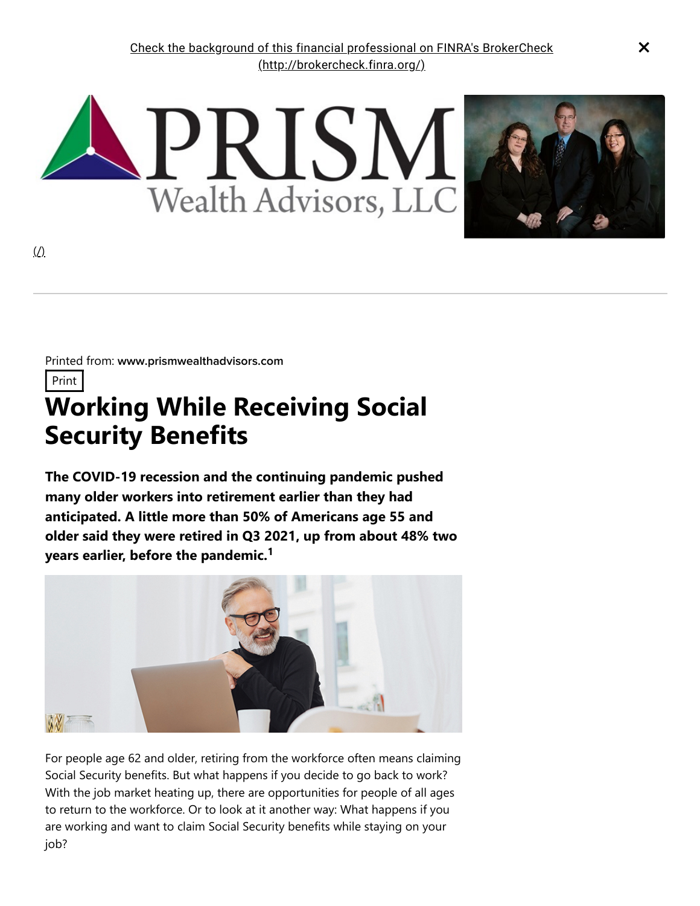Check the background of this financial professional on FINRA's BrokerCheck (http://brokercheck.finra.org/)

(/)

Printed from: **www.prismwealthadvisors.com**

Print

# Working While Receiving Social Security Benefits

**The COVID-19 recession and the continuing pandemic pushed many older workers into retirement earlier than they had anticipated. A little more than 50% of Americans age 55 and older said they were retired in Q3 2021, up from about 48% two years earlier, before the pandemic.[1]**

For people age 62 and older, retiring from the workforce often means claiming Social Security benefits. But what happens if you decide to go back to work? With the job market heating up, there are opportunities for people of all ages to return to the workforce. Or to look at it another way: What happens if you are working and want to claim Social Security benefits while staying on your job?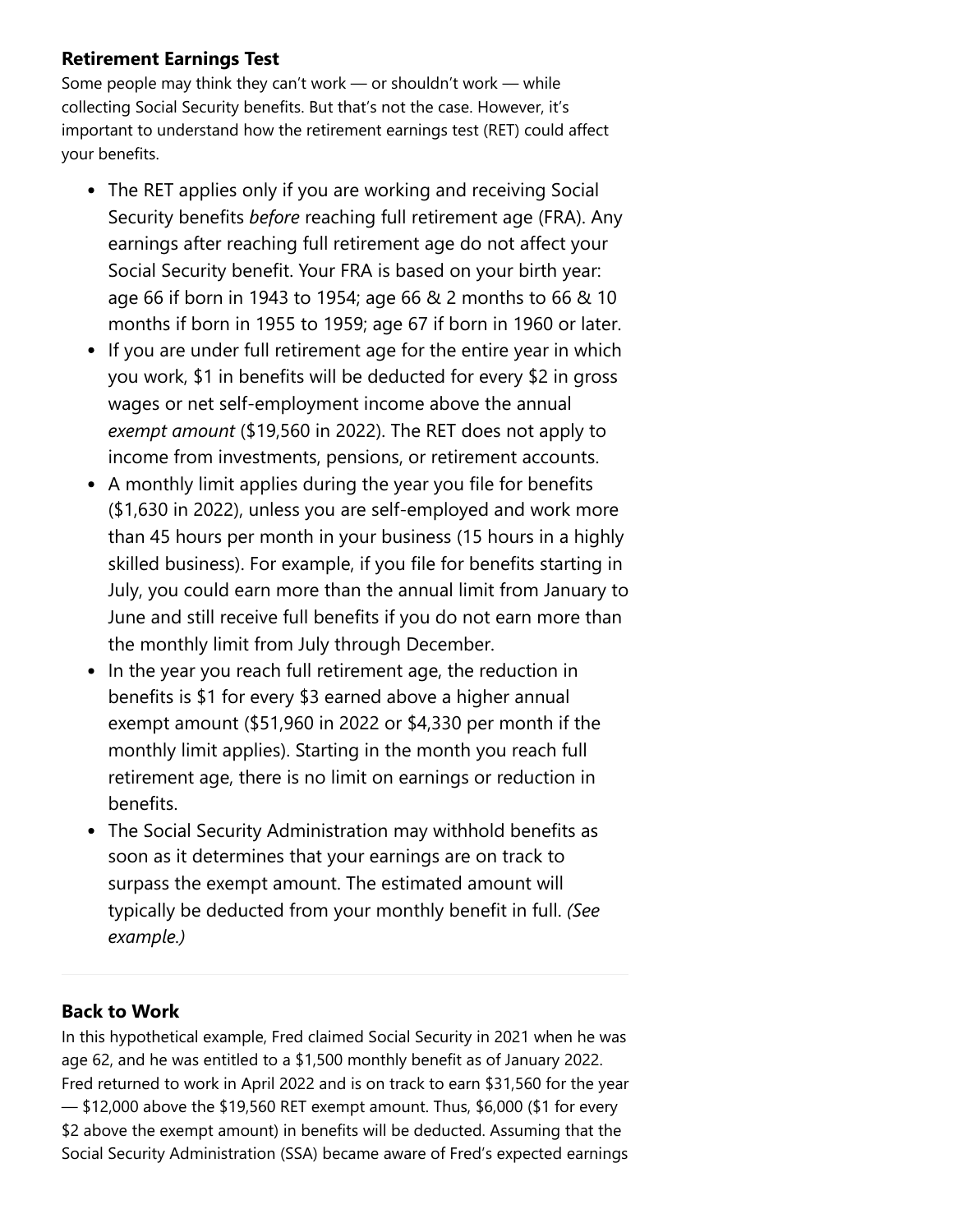### Retirement Earnings Test

Some people may think they can't work — or shouldn't work — while collecting Social Security benefits. But that's not the case. However, it's important to understand how the retirement earnings test (RET) could affect your benefits.

- The RET applies only if you are working and receiving Social Security benefits *before* reaching full retirement age (FRA). Any earnings after reaching full retirement age do not affect your Social Security benefit. Your FRA is based on your birth year: age 66 if born in 1943 to 1954; age 66 & 2 months to 66 & 10 months if born in 1955 to 1959; age 67 if born in 1960 or later.
- If you are under full retirement age for the entire year in which you work, $1 in benefits will be deducted for every $2 in gross wages or net self-employment income above the annual *exempt amount* ($19,560 in 2022). The RET does not apply to income from investments, pensions, or retirement accounts.
- A monthly limit applies during the year you file for benefits ($1,630 in 2022), unless you are self-employed and work more than 45 hours per month in your business (15 hours in a highly skilled business). For example, if you file for benefits starting in July, you could earn more than the annual limit from January to June and still receive full benefits if you do not earn more than the monthly limit from July through December.
- In the year you reach full retirement age, the reduction in benefits is $1 for every $3 earned above a higher annual exempt amount ($51,960 in 2022 or $4,330 per month if the monthly limit applies). Starting in the month you reach full retirement age, there is no limit on earnings or reduction in benefits.
- The Social Security Administration may withhold benefits as soon as it determines that your earnings are on track to surpass the exempt amount. The estimated amount will typically be deducted from your monthly benefit in full. *(See example.)*

---

### Back to Work

In this hypothetical example, Fred claimed Social Security in 2021 when he was age 62, and he was entitled to a $1,500 monthly benefit as of January 2022. Fred returned to work in April 2022 and is on track to earn $31,560 for the year — $12,000 above the $19,560 RET exempt amount. Thus, $6,000 ($1 for every $2 above the exempt amount) in benefits will be deducted. Assuming that the Social Security Administration (SSA) became aware of Fred's expected earnings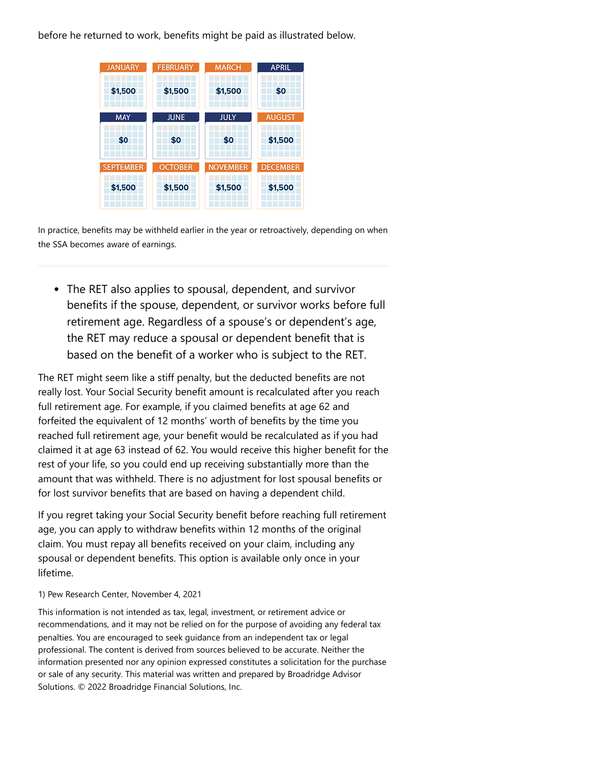before he returned to work, benefits might be paid as illustrated below.

| JANUARY | FEBRUARY | MARCH | APRIL |
| --- | --- | --- | --- |
| $1,500 | $1,500 | $1,500 | $0 |
| **MAY** | **JUNE** | **JULY** | **AUGUST** |
| $0 | $0 | $0 | $1,500 |
| **SEPTEMBER** | **OCTOBER** | **NOVEMBER** | **DECEMBER** |
| $1,500 | $1,500 | $1,500 | $1,500 |

In practice, benefits may be withheld earlier in the year or retroactively, depending on when the SSA becomes aware of earnings.

---

- The RET also applies to spousal, dependent, and survivor benefits if the spouse, dependent, or survivor works before full retirement age. Regardless of a spouse's or dependent's age, the RET may reduce a spousal or dependent benefit that is based on the benefit of a worker who is subject to the RET.

The RET might seem like a stiff penalty, but the deducted benefits are not really lost. Your Social Security benefit amount is recalculated after you reach full retirement age. For example, if you claimed benefits at age 62 and forfeited the equivalent of 12 months' worth of benefits by the time you reached full retirement age, your benefit would be recalculated as if you had claimed it at age 63 instead of 62. You would receive this higher benefit for the rest of your life, so you could end up receiving substantially more than the amount that was withheld. There is no adjustment for lost spousal benefits or for lost survivor benefits that are based on having a dependent child.

If you regret taking your Social Security benefit before reaching full retirement age, you can apply to withdraw benefits within 12 months of the original claim. You must repay all benefits received on your claim, including any spousal or dependent benefits. This option is available only once in your lifetime.

1) Pew Research Center, November 4, 2021

This information is not intended as tax, legal, investment, or retirement advice or recommendations, and it may not be relied on for the purpose of avoiding any federal tax penalties. You are encouraged to seek guidance from an independent tax or legal professional. The content is derived from sources believed to be accurate. Neither the information presented nor any opinion expressed constitutes a solicitation for the purchase or sale of any security. This material was written and prepared by Broadridge Advisor Solutions. © 2022 Broadridge Financial Solutions, Inc.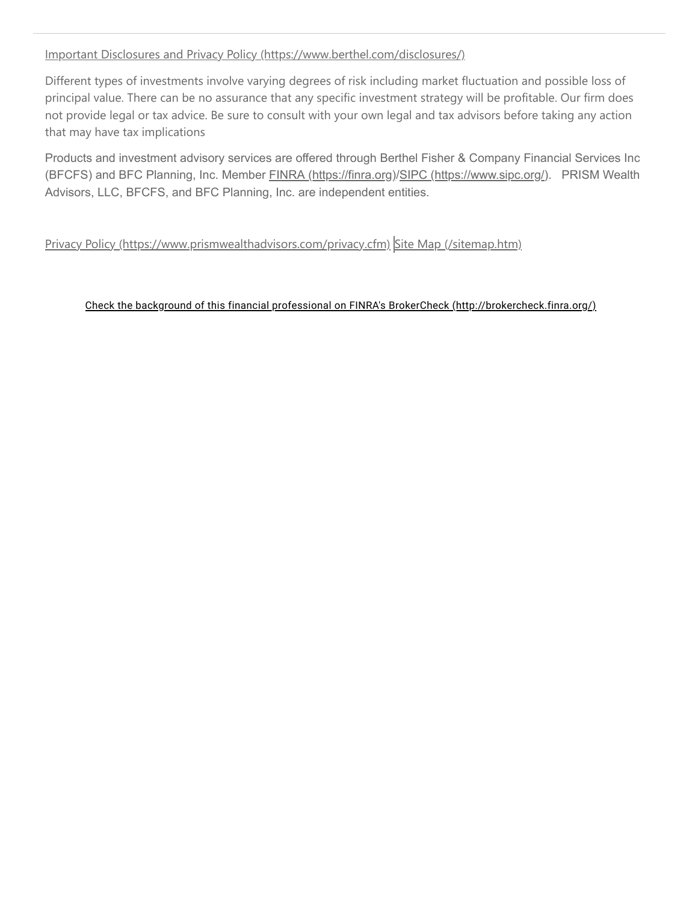Important Disclosures and Privacy Policy (https://www.berthel.com/disclosures/)

Different types of investments involve varying degrees of risk including market fluctuation and possible loss of principal value. There can be no assurance that any specific investment strategy will be profitable. Our firm does not provide legal or tax advice. Be sure to consult with your own legal and tax advisors before taking any action that may have tax implications

Products and investment advisory services are offered through Berthel Fisher & Company Financial Services Inc (BFCFS) and BFC Planning, Inc. Member FINRA (https://finra.org)/SIPC (https://www.sipc.org/). PRISM Wealth Advisors, LLC, BFCFS, and BFC Planning, Inc. are independent entities.

Privacy Policy (https://www.prismwealthadvisors.com/privacy.cfm) | Site Map (/sitemap.htm)

Check the background of this financial professional on FINRA's BrokerCheck (http://brokercheck.finra.org/)